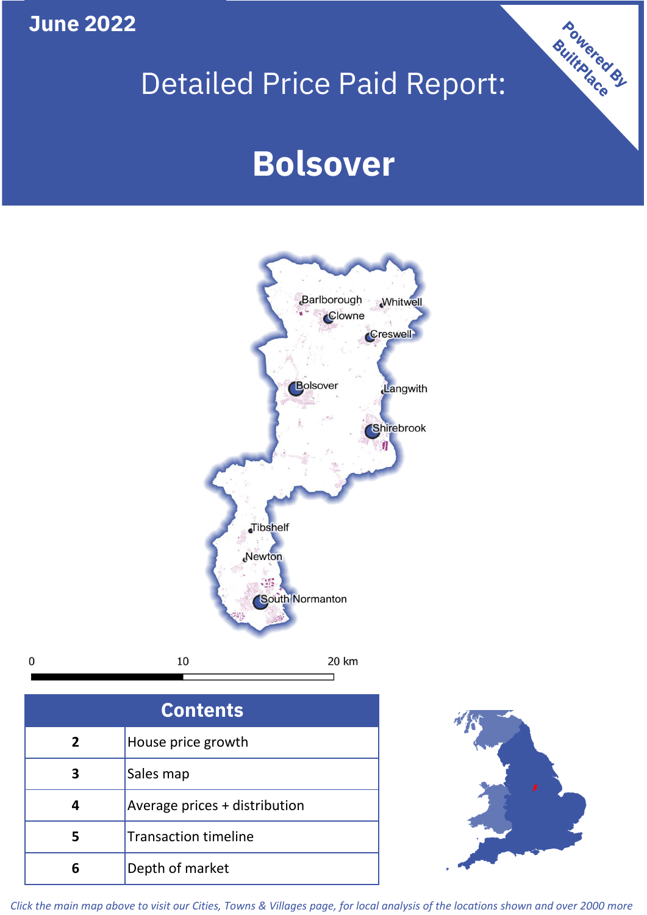June 2022

# Detailed Price Paid Report:

# Bolsover

Powered By BuiltPlace

## Contents

| | |
|---|---|
| 2 | House price growth |
| 3 | Sales map |
| 4 | Average prices + distribution |
| 5 | Transaction timeline |
| 6 | Depth of market |

*Click the main map above to visit our Cities, Towns & Villages page, for local analysis of the locations shown and over 2000 more*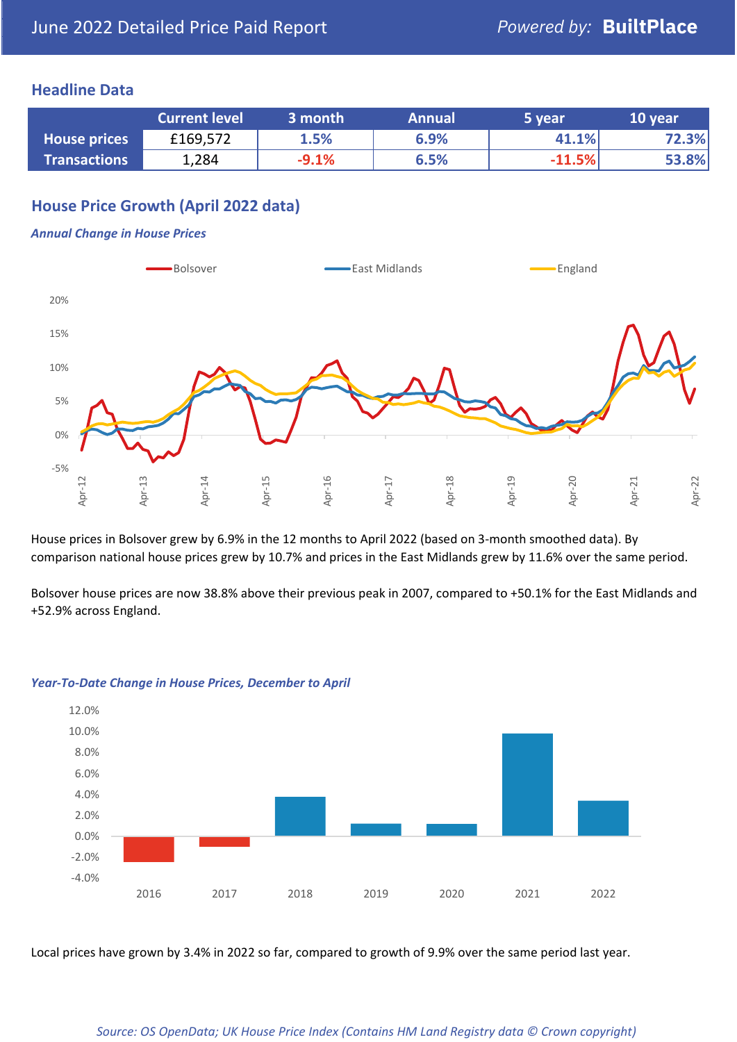June 2022 Detailed Price Paid Report

*Powered by:* **BuiltPlace**

## Headline Data

| | Current level | 3 month | Annual | 5 year | 10 year |
|---|---|---|---|---|---|
| **House prices** | £169,572 | 1.5% | 6.9% | 41.1% | 72.3% |
| **Transactions** | 1,284 | -9.1% | 6.5% | -11.5% | 53.8% |

## House Price Growth (April 2022 data)

### *Annual Change in House Prices*

House prices in Bolsover grew by 6.9% in the 12 months to April 2022 (based on 3-month smoothed data). By comparison national house prices grew by 10.7% and prices in the East Midlands grew by 11.6% over the same period.

Bolsover house prices are now 38.8% above their previous peak in 2007, compared to +50.1% for the East Midlands and +52.9% across England.

### *Year-To-Date Change in House Prices, December to April*

Local prices have grown by 3.4% in 2022 so far, compared to growth of 9.9% over the same period last year.

*Source: OS OpenData; UK House Price Index (Contains HM Land Registry data © Crown copyright)*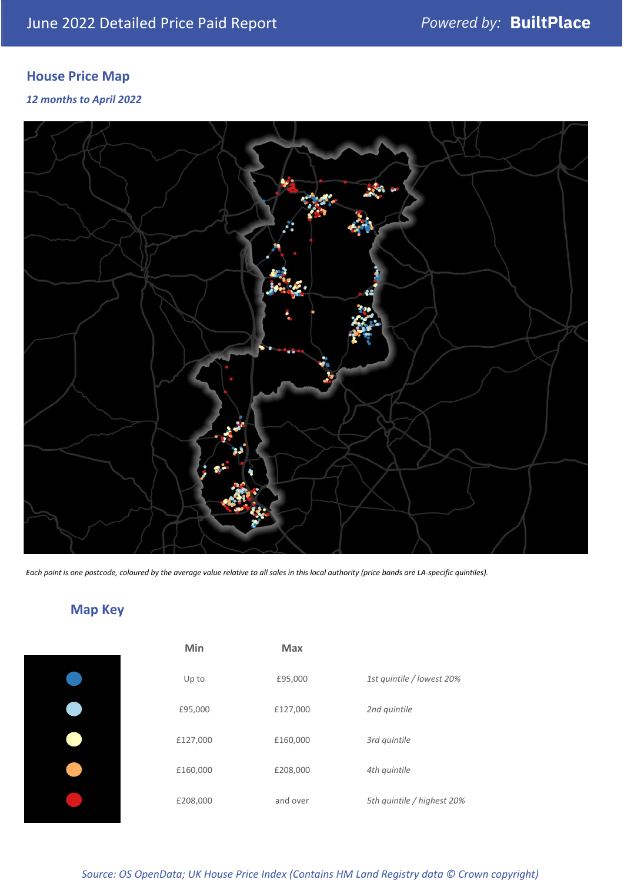June 2022 Detailed Price Paid Report

Powered by: **BuiltPlace**

## House Price Map

*12 months to April 2022*

*Each point is one postcode, coloured by the average value relative to all sales in this local authority (price bands are LA-specific quintiles).*

## Map Key

| | Min | Max | |
|---|---|---|---|
| | Up to | £95,000 | *1st quintile / lowest 20%* |
| | £95,000 | £127,000 | *2nd quintile* |
| | £127,000 | £160,000 | *3rd quintile* |
| | £160,000 | £208,000 | *4th quintile* |
| | £208,000 | and over | *5th quintile / highest 20%* |

*Source: OS OpenData; UK House Price Index (Contains HM Land Registry data © Crown copyright)*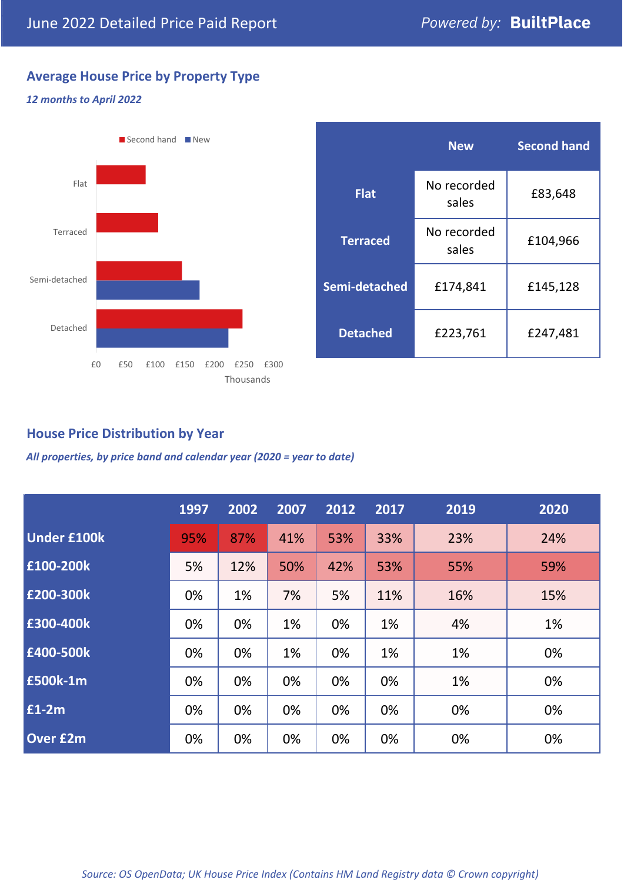# June 2022 Detailed Price Paid Report

Powered by: **BuiltPlace**

## Average House Price by Property Type

*12 months to April 2022*

| | New | Second hand |
|---|---|---|
| **Flat** | No recorded sales | £83,648 |
| **Terraced** | No recorded sales | £104,966 |
| **Semi-detached** | £174,841 | £145,128 |
| **Detached** | £223,761 | £247,481 |

## House Price Distribution by Year

*All properties, by price band and calendar year (2020 = year to date)*

| | 1997 | 2002 | 2007 | 2012 | 2017 | 2019 | 2020 |
|---|---|---|---|---|---|---|---|
| **Under £100k** | 95% | 87% | 41% | 53% | 33% | 23% | 24% |
| **£100-200k** | 5% | 12% | 50% | 42% | 53% | 55% | 59% |
| **£200-300k** | 0% | 1% | 7% | 5% | 11% | 16% | 15% |
| **£300-400k** | 0% | 0% | 1% | 0% | 1% | 4% | 1% |
| **£400-500k** | 0% | 0% | 1% | 0% | 1% | 1% | 0% |
| **£500k-1m** | 0% | 0% | 0% | 0% | 0% | 1% | 0% |
| **£1-2m** | 0% | 0% | 0% | 0% | 0% | 0% | 0% |
| **Over £2m** | 0% | 0% | 0% | 0% | 0% | 0% | 0% |

*Source: OS OpenData; UK House Price Index (Contains HM Land Registry data © Crown copyright)*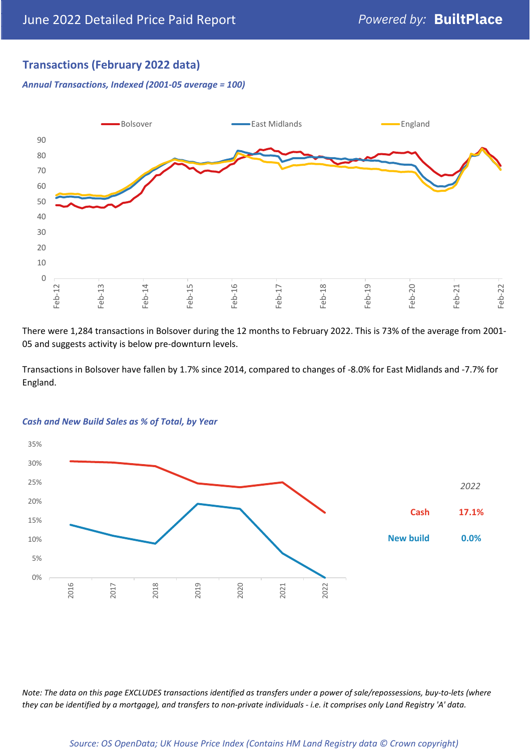June 2022 Detailed Price Paid Report — Powered by: **BuiltPlace**

## Transactions (February 2022 data)

***Annual Transactions, Indexed (2001-05 average = 100)***

There were 1,284 transactions in Bolsover during the 12 months to February 2022. This is 73% of the average from 2001-05 and suggests activity is below pre-downturn levels.

Transactions in Bolsover have fallen by 1.7% since 2014, compared to changes of -8.0% for East Midlands and -7.7% for England.

***Cash and New Build Sales as % of Total, by Year***

| | 2022 |
|---|---|
| Cash | 17.1% |
| New build | 0.0% |

*Note: The data on this page EXCLUDES transactions identified as transfers under a power of sale/repossessions, buy-to-lets (where they can be identified by a mortgage), and transfers to non-private individuals - i.e. it comprises only Land Registry 'A' data.*

*Source: OS OpenData; UK House Price Index (Contains HM Land Registry data © Crown copyright)*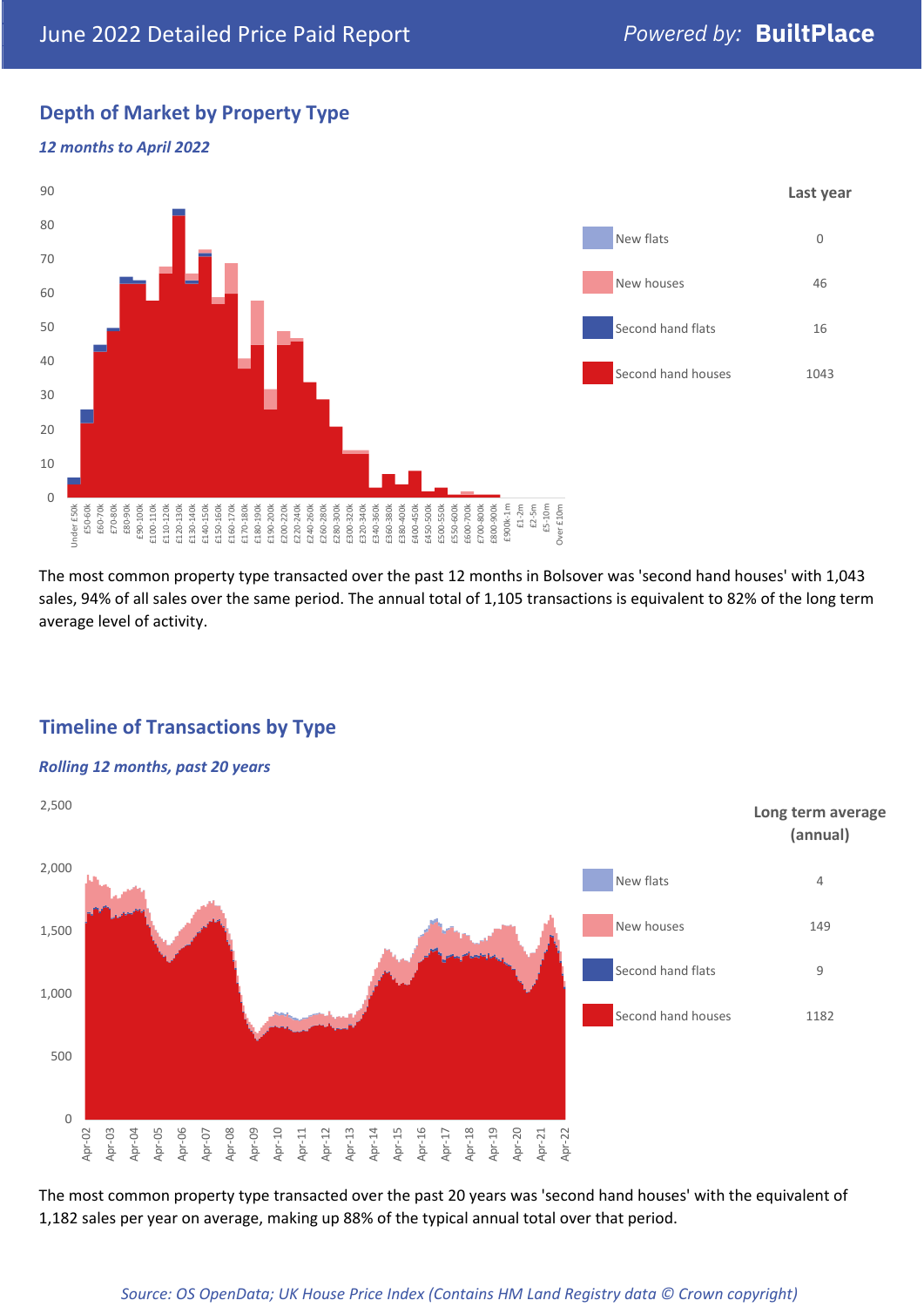June 2022 Detailed Price Paid Report

Powered by: **BuiltPlace**

## Depth of Market by Property Type

*12 months to April 2022*

90
80
70
60
50
40
30
20
10
0

Under £50k, £50-60k, £60-70k, £70-80k, £80-90k, £90-100k, £100-110k, £110-120k, £120-130k, £130-140k, £140-150k, £150-160k, £160-170k, £170-180k, £180-190k, £190-200k, £200-220k, £220-240k, £240-260k, £260-280k, £280-300k, £300-320k, £320-340k, £340-360k, £360-380k, £380-400k, £400-450k, £450-500k, £500-550k, £550-600k, £600-700k, £700-800k, £800-900k, £900k-1m, £1-2m, £2-5m, £5-10m, Over £10m

Last year

New flats 0
New houses 46
Second hand flats 16
Second hand houses 1043

The most common property type transacted over the past 12 months in Bolsover was 'second hand houses' with 1,043 sales, 94% of all sales over the same period. The annual total of 1,105 transactions is equivalent to 82% of the long term average level of activity.

## Timeline of Transactions by Type

*Rolling 12 months, past 20 years*

2,500
2,000
1,500
1,000
500
0

Apr-02, Apr-03, Apr-04, Apr-05, Apr-06, Apr-07, Apr-08, Apr-09, Apr-10, Apr-11, Apr-12, Apr-13, Apr-14, Apr-15, Apr-16, Apr-17, Apr-18, Apr-19, Apr-20, Apr-21, Apr-22

Long term average (annual)

New flats 4
New houses 149
Second hand flats 9
Second hand houses 1182

The most common property type transacted over the past 20 years was 'second hand houses' with the equivalent of 1,182 sales per year on average, making up 88% of the typical annual total over that period.

*Source: OS OpenData; UK House Price Index (Contains HM Land Registry data © Crown copyright)*